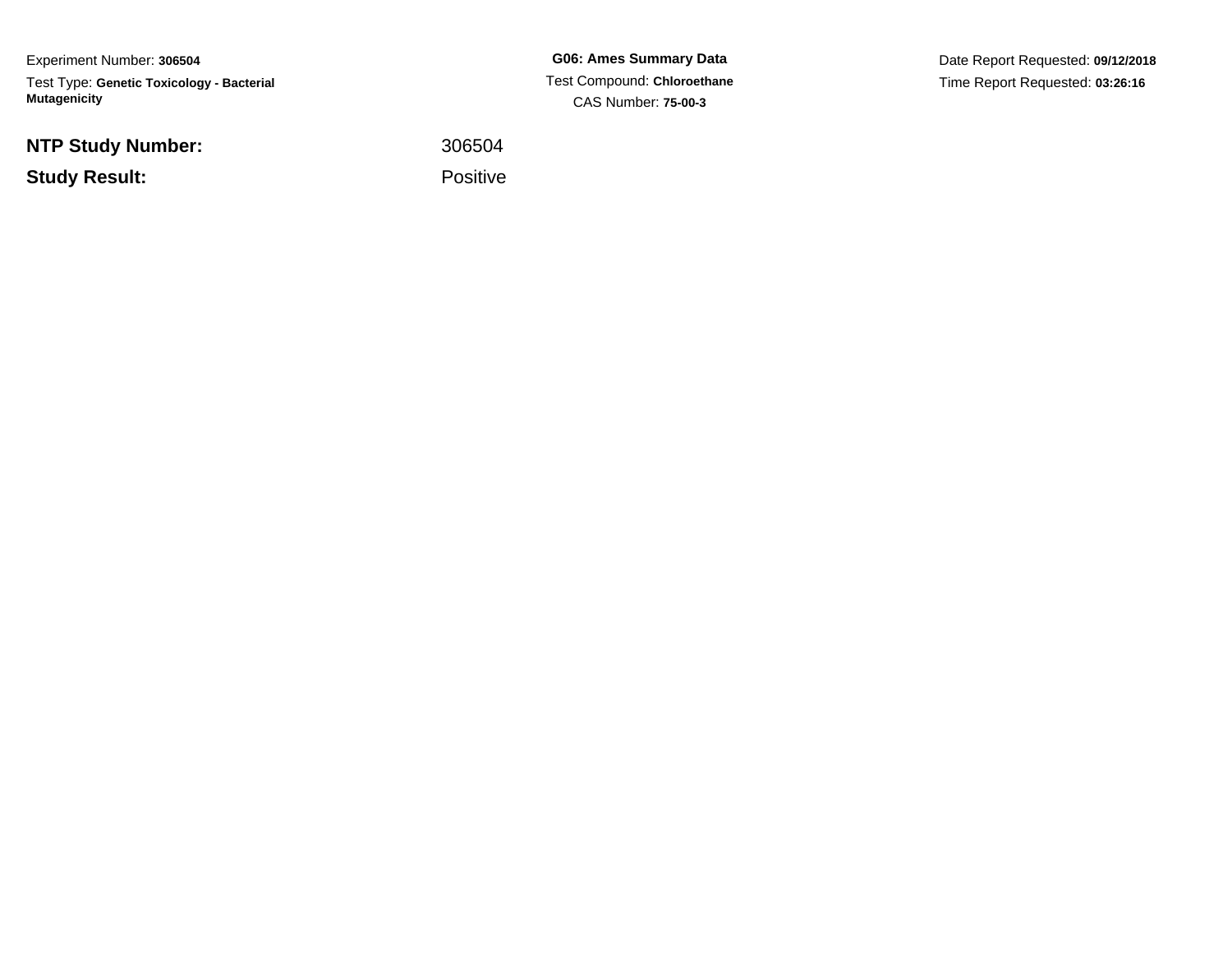Experiment Number: **306504**

Test Type: **Genetic Toxicology - Bacterial Mutagenicity**

**G06: Ames Summary Data**

Test Compound: **Chloroethane**

CAS Number: **75-00-3**

Date Report Requested: **09/12/2018**

Time Report Requested: **03:26:16**

| | |
|---|---|
| **NTP Study Number:** | 306504 |
| **Study Result:** | Positive |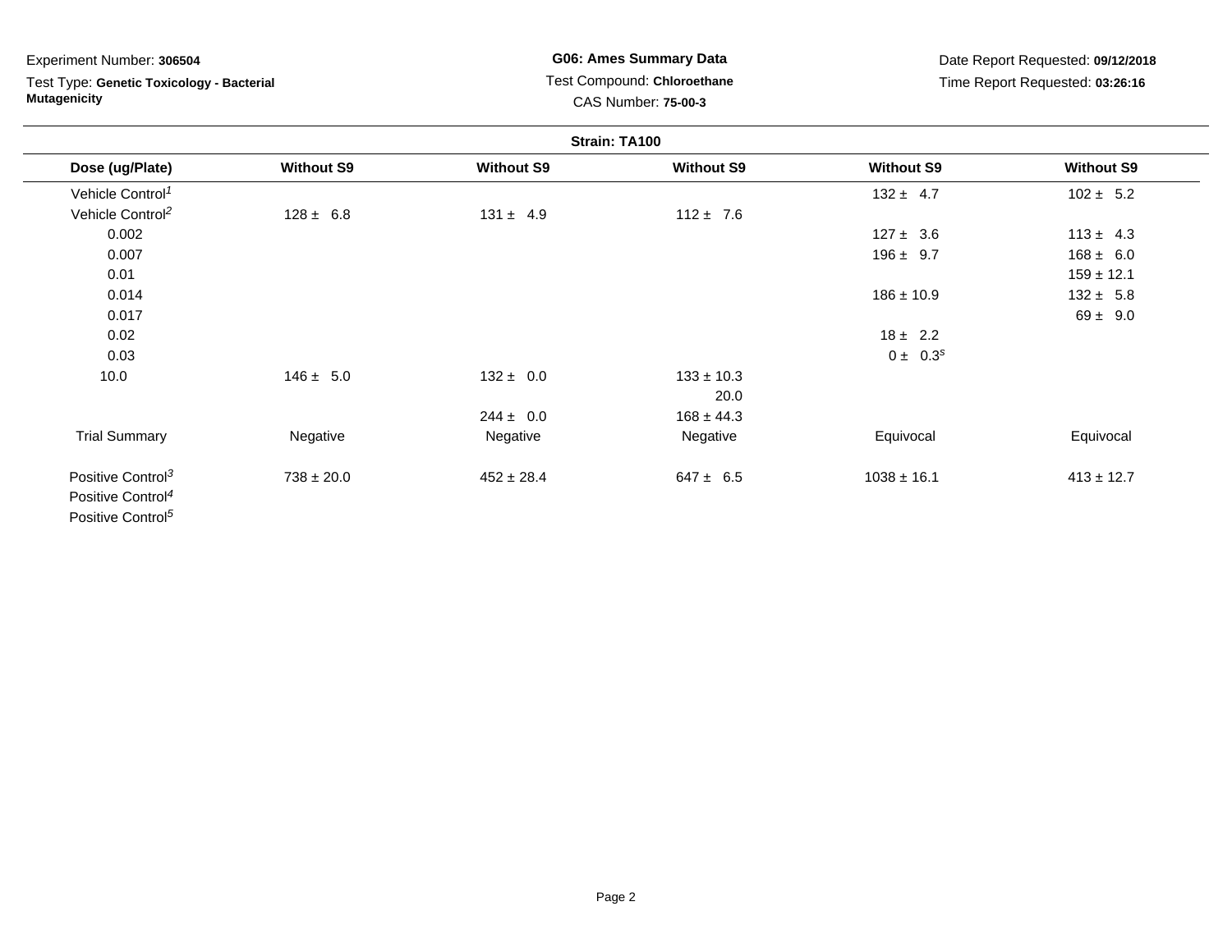Experiment Number: **306504**

Test Type: **Genetic Toxicology - Bacterial Mutagenicity**

**G06: Ames Summary Data**

Test Compound: **Chloroethane**

CAS Number: **75-00-3**

Date Report Requested: **09/12/2018**

Time Report Requested: **03:26:16**

**Strain: TA100**

| Dose (ug/Plate) | Without S9 | Without S9 | Without S9 | Without S9 | Without S9 |
|---|---|---|---|---|---|
| Vehicle Control[1] | | | | 132 ± 4.7 | 102 ± 5.2 |
| Vehicle Control[2] | 128 ± 6.8 | 131 ± 4.9 | 112 ± 7.6 | | |
| 0.002 | | | | 127 ± 3.6 | 113 ± 4.3 |
| 0.007 | | | | 196 ± 9.7 | 168 ± 6.0 |
| 0.01 | | | | | 159 ± 12.1 |
| 0.014 | | | | 186 ± 10.9 | 132 ± 5.8 |
| 0.017 | | | | | 69 ± 9.0 |
| 0.02 | | | | 18 ± 2.2 | |
| 0.03 | | | | 0 ± 0.3[s] | |
| 10.0 | 146 ± 5.0 | 132 ± 0.0 | 133 ± 10.3 | | |
| | | | 20.0 | | |
| | | 244 ± 0.0 | 168 ± 44.3 | | |
| Trial Summary | Negative | Negative | Negative | Equivocal | Equivocal |
| Positive Control[3] | 738 ± 20.0 | 452 ± 28.4 | 647 ± 6.5 | 1038 ± 16.1 | 413 ± 12.7 |
| Positive Control[4] | | | | | |
| Positive Control[5] | | | | | |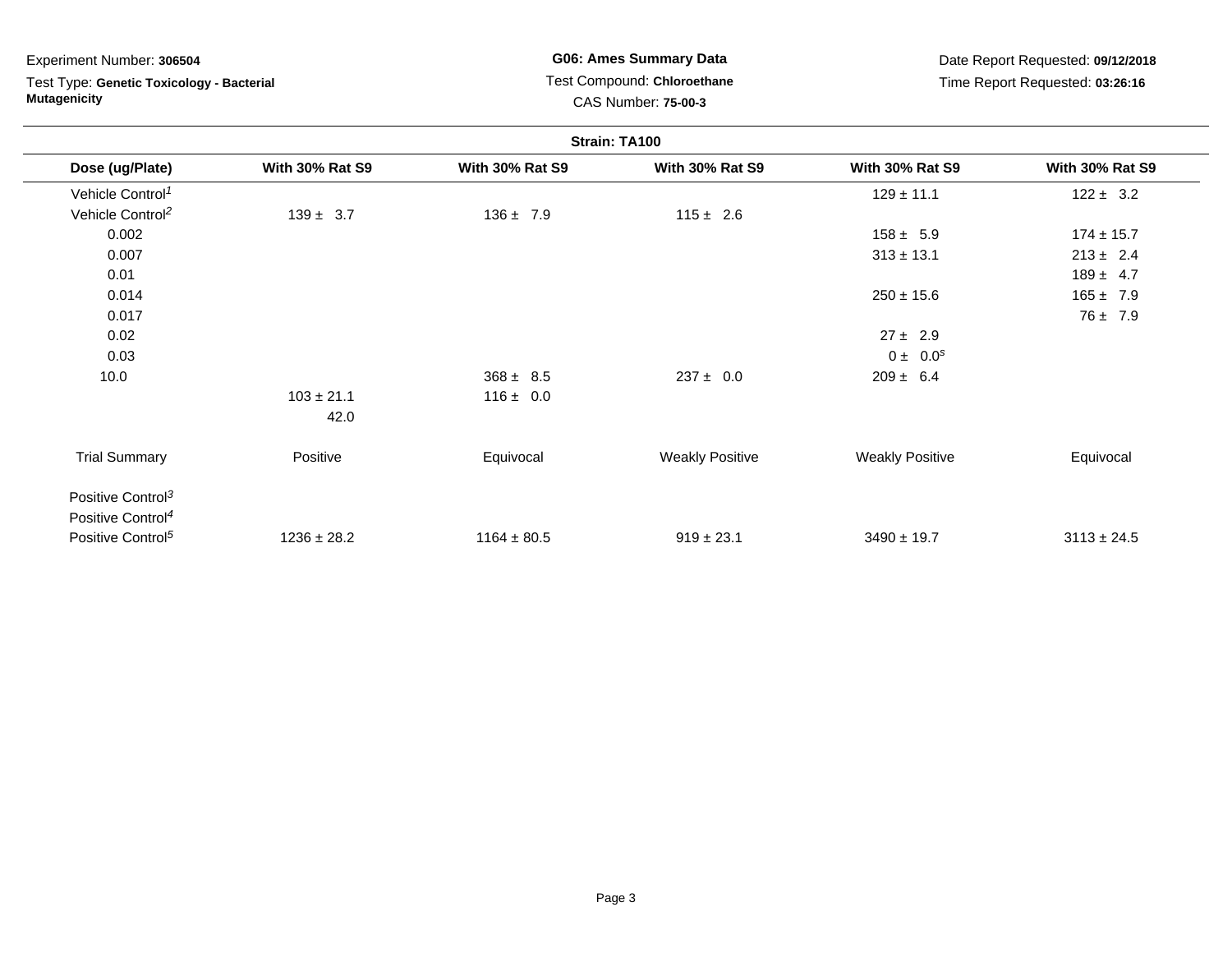Experiment Number: **306504**

Test Type: **Genetic Toxicology - Bacterial Mutagenicity**

**G06: Ames Summary Data**

Test Compound: **Chloroethane**

CAS Number: **75-00-3**

Date Report Requested: **09/12/2018**

Time Report Requested: **03:26:16**

**Strain: TA100**

| Dose (ug/Plate) | With 30% Rat S9 | With 30% Rat S9 | With 30% Rat S9 | With 30% Rat S9 | With 30% Rat S9 |
|---|---|---|---|---|---|
| Vehicle Control[1] | | | | 129 ± 11.1 | 122 ± 3.2 |
| Vehicle Control[2] | 139 ± 3.7 | 136 ± 7.9 | 115 ± 2.6 | | |
| 0.002 | | | | 158 ± 5.9 | 174 ± 15.7 |
| 0.007 | | | | 313 ± 13.1 | 213 ± 2.4 |
| 0.01 | | | | | 189 ± 4.7 |
| 0.014 | | | | 250 ± 15.6 | 165 ± 7.9 |
| 0.017 | | | | | 76 ± 7.9 |
| 0.02 | | | | 27 ± 2.9 | |
| 0.03 | | | | 0 ± 0.0[s] | |
| 10.0 | | 368 ± 8.5 | 237 ± 0.0 | 209 ± 6.4 | |
| | 103 ± 21.1 | 116 ± 0.0 | | | |
| | 42.0 | | | | |
| Trial Summary | Positive | Equivocal | Weakly Positive | Weakly Positive | Equivocal |
| Positive Control[3] | | | | | |
| Positive Control[4] | | | | | |
| Positive Control[5] | 1236 ± 28.2 | 1164 ± 80.5 | 919 ± 23.1 | 3490 ± 19.7 | 3113 ± 24.5 |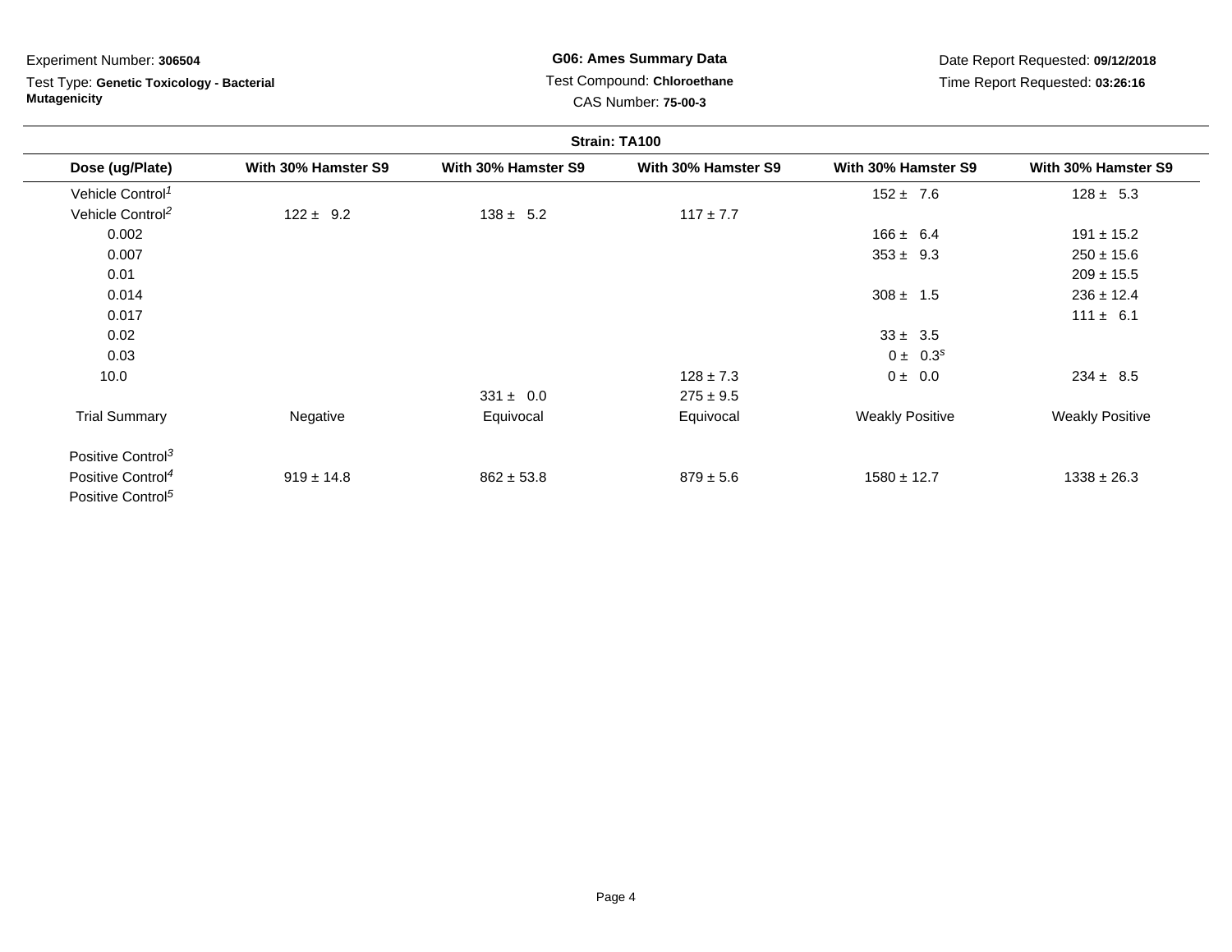Experiment Number: **306504**

Test Type: **Genetic Toxicology - Bacterial Mutagenicity**

**G06: Ames Summary Data**

Test Compound: **Chloroethane**

CAS Number: **75-00-3**

Date Report Requested: **09/12/2018**

Time Report Requested: **03:26:16**

**Strain: TA100**

| Dose (ug/Plate) | With 30% Hamster S9 | With 30% Hamster S9 | With 30% Hamster S9 | With 30% Hamster S9 | With 30% Hamster S9 |
|---|---|---|---|---|---|
| Vehicle Control[1] | | | | 152 ± 7.6 | 128 ± 5.3 |
| Vehicle Control[2] | 122 ± 9.2 | 138 ± 5.2 | 117 ± 7.7 | | |
| 0.002 | | | | 166 ± 6.4 | 191 ± 15.2 |
| 0.007 | | | | 353 ± 9.3 | 250 ± 15.6 |
| 0.01 | | | | | 209 ± 15.5 |
| 0.014 | | | | 308 ± 1.5 | 236 ± 12.4 |
| 0.017 | | | | | 111 ± 6.1 |
| 0.02 | | | | 33 ± 3.5 | |
| 0.03 | | | | 0 ± 0.3[s] | |
| 10.0 | | | 128 ± 7.3 | 0 ± 0.0 | 234 ± 8.5 |
| | | 331 ± 0.0 | 275 ± 9.5 | | |
| Trial Summary | Negative | Equivocal | Equivocal | Weakly Positive | Weakly Positive |
| Positive Control[3] | | | | | |
| Positive Control[4] | 919 ± 14.8 | 862 ± 53.8 | 879 ± 5.6 | 1580 ± 12.7 | 1338 ± 26.3 |
| Positive Control[5] | | | | | |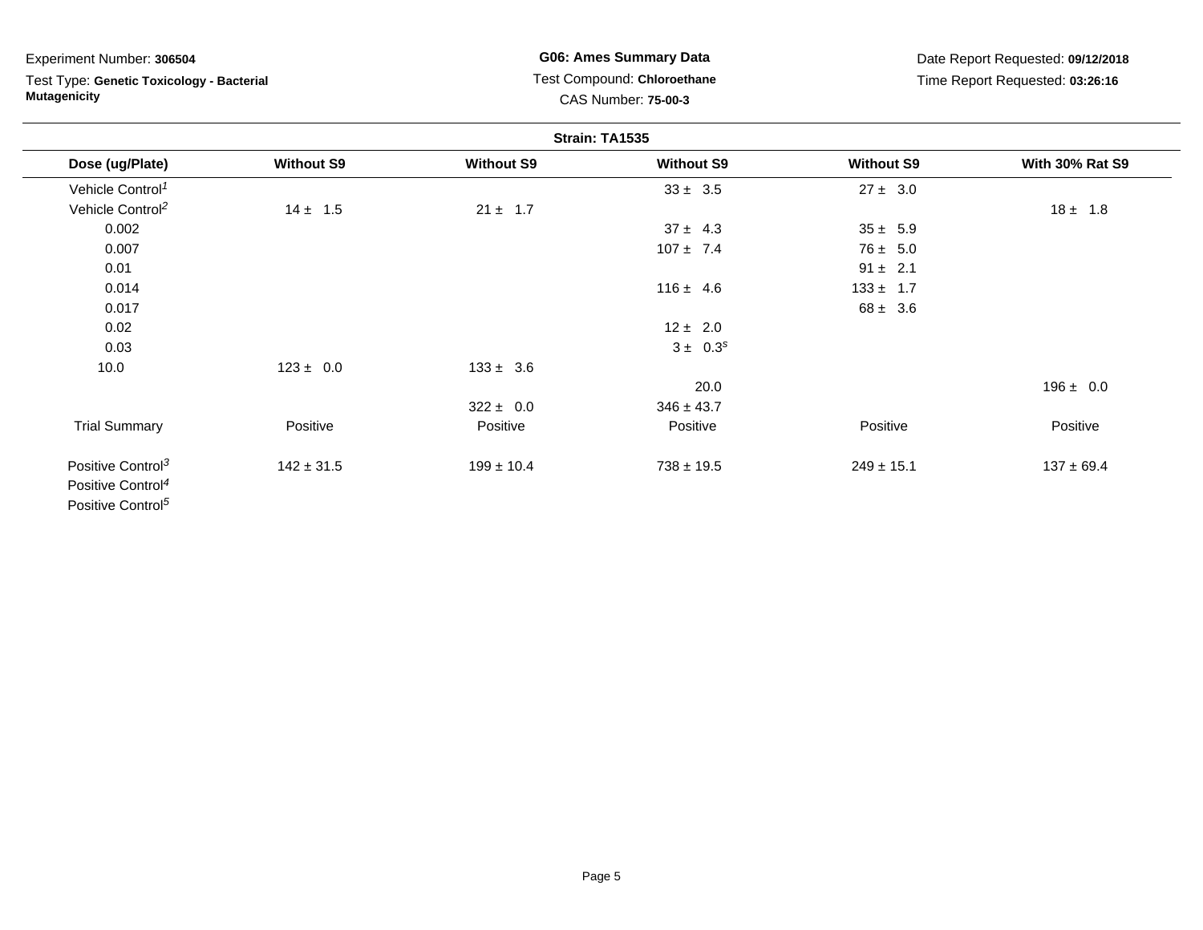Experiment Number: **306504**

Test Type: **Genetic Toxicology - Bacterial Mutagenicity**

**G06: Ames Summary Data**

Test Compound: **Chloroethane**

CAS Number: **75-00-3**

Date Report Requested: **09/12/2018**

Time Report Requested: **03:26:16**

**Strain: TA1535**

| Dose (ug/Plate) | Without S9 | Without S9 | Without S9 | Without S9 | With 30% Rat S9 |
|---|---|---|---|---|---|
| Vehicle Control[1] | | | 33 ± 3.5 | 27 ± 3.0 | |
| Vehicle Control[2] | 14 ± 1.5 | 21 ± 1.7 | | | 18 ± 1.8 |
| 0.002 | | | 37 ± 4.3 | 35 ± 5.9 | |
| 0.007 | | | 107 ± 7.4 | 76 ± 5.0 | |
| 0.01 | | | | 91 ± 2.1 | |
| 0.014 | | | 116 ± 4.6 | 133 ± 1.7 | |
| 0.017 | | | | 68 ± 3.6 | |
| 0.02 | | | 12 ± 2.0 | | |
| 0.03 | | | 3 ± 0.3[s] | | |
| 10.0 | 123 ± 0.0 | 133 ± 3.6 | | | |
| | | | 20.0 | | 196 ± 0.0 |
| | | 322 ± 0.0 | 346 ± 43.7 | | |
| Trial Summary | Positive | Positive | Positive | Positive | Positive |
| Positive Control[3] | 142 ± 31.5 | 199 ± 10.4 | 738 ± 19.5 | 249 ± 15.1 | 137 ± 69.4 |
| Positive Control[4] | | | | | |
| Positive Control[5] | | | | | |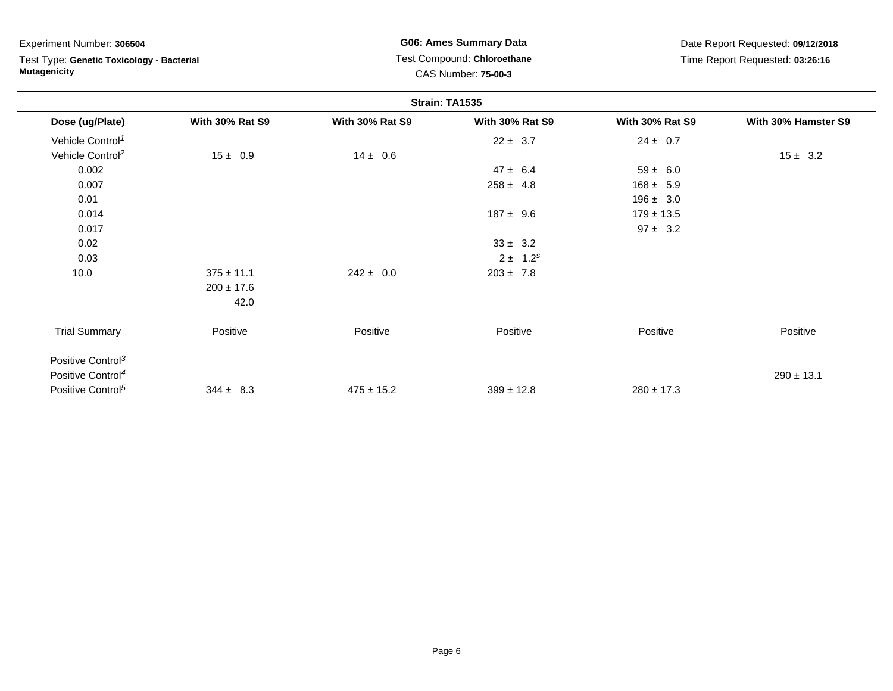Experiment Number: **306504**

Test Type: **Genetic Toxicology - Bacterial Mutagenicity**

**G06: Ames Summary Data**

Test Compound: **Chloroethane**

CAS Number: **75-00-3**

Date Report Requested: **09/12/2018**

Time Report Requested: **03:26:16**

**Strain: TA1535**

| Dose (ug/Plate) | With 30% Rat S9 | With 30% Rat S9 | With 30% Rat S9 | With 30% Rat S9 | With 30% Hamster S9 |
|---|---|---|---|---|---|
| Vehicle Control[1] | | | 22 ± 3.7 | 24 ± 0.7 | |
| Vehicle Control[2] | 15 ± 0.9 | 14 ± 0.6 | | | 15 ± 3.2 |
| 0.002 | | | 47 ± 6.4 | 59 ± 6.0 | |
| 0.007 | | | 258 ± 4.8 | 168 ± 5.9 | |
| 0.01 | | | | 196 ± 3.0 | |
| 0.014 | | | 187 ± 9.6 | 179 ± 13.5 | |
| 0.017 | | | | 97 ± 3.2 | |
| 0.02 | | | 33 ± 3.2 | | |
| 0.03 | | | 2 ± 1.2[s] | | |
| 10.0 | 375 ± 11.1 | 242 ± 0.0 | 203 ± 7.8 | | |
| | 200 ± 17.6 | | | | |
| | 42.0 | | | | |
| Trial Summary | Positive | Positive | Positive | Positive | Positive |
| Positive Control[3] | | | | | |
| Positive Control[4] | | | | | 290 ± 13.1 |
| Positive Control[5] | 344 ± 8.3 | 475 ± 15.2 | 399 ± 12.8 | 280 ± 17.3 | |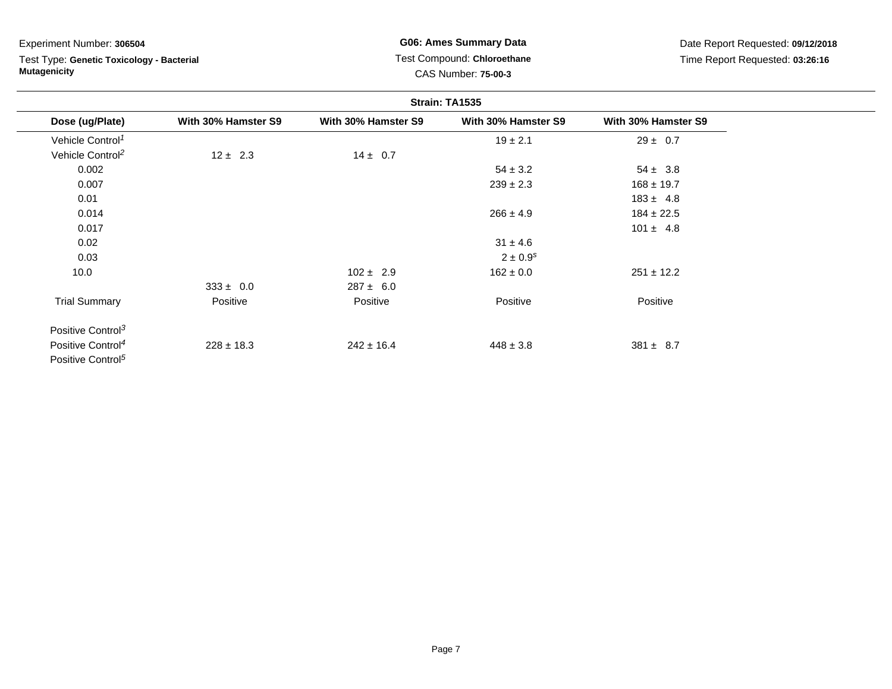Experiment Number: **306504**

Test Type: **Genetic Toxicology - Bacterial Mutagenicity**

**G06: Ames Summary Data**

Test Compound: **Chloroethane**

CAS Number: **75-00-3**

Date Report Requested: **09/12/2018**

Time Report Requested: **03:26:16**

**Strain: TA1535**

| Dose (ug/Plate) | With 30% Hamster S9 | With 30% Hamster S9 | With 30% Hamster S9 | With 30% Hamster S9 |
|---|---|---|---|---|
| Vehicle Control[1] | | | 19 ± 2.1 | 29 ± 0.7 |
| Vehicle Control[2] | 12 ± 2.3 | 14 ± 0.7 | | |
| 0.002 | | | 54 ± 3.2 | 54 ± 3.8 |
| 0.007 | | | 239 ± 2.3 | 168 ± 19.7 |
| 0.01 | | | | 183 ± 4.8 |
| 0.014 | | | 266 ± 4.9 | 184 ± 22.5 |
| 0.017 | | | | 101 ± 4.8 |
| 0.02 | | | 31 ± 4.6 | |
| 0.03 | | | 2 ± 0.9[s] | |
| 10.0 | | 102 ± 2.9 | 162 ± 0.0 | 251 ± 12.2 |
| | 333 ± 0.0 | 287 ± 6.0 | | |
| Trial Summary | Positive | Positive | Positive | Positive |
| Positive Control[3] | | | | |
| Positive Control[4] | 228 ± 18.3 | 242 ± 16.4 | 448 ± 3.8 | 381 ± 8.7 |
| Positive Control[5] | | | | |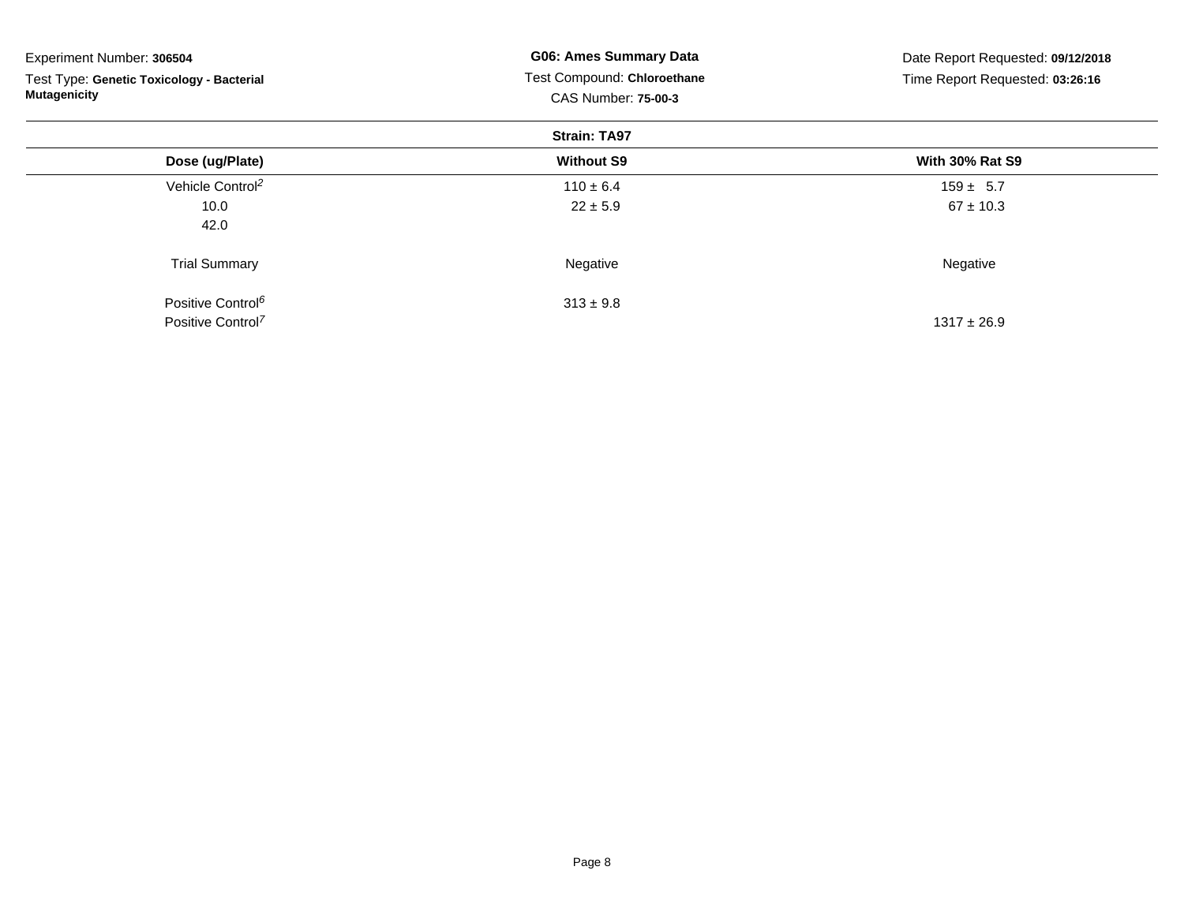Experiment Number: **306504**

Test Type: **Genetic Toxicology - Bacterial Mutagenicity**

**G06: Ames Summary Data**

Test Compound: **Chloroethane**

CAS Number: **75-00-3**

Date Report Requested: **09/12/2018**

Time Report Requested: **03:26:16**

**Strain: TA97**

| Dose (ug/Plate) | Without S9 | With 30% Rat S9 |
|---|---|---|
| Vehicle Control[2] | 110 ± 6.4 | 159 ± 5.7 |
| 10.0 | 22 ± 5.9 | 67 ± 10.3 |
| 42.0 | | |
| Trial Summary | Negative | Negative |
| Positive Control[6] | 313 ± 9.8 | |
| Positive Control[7] | | 1317 ± 26.9 |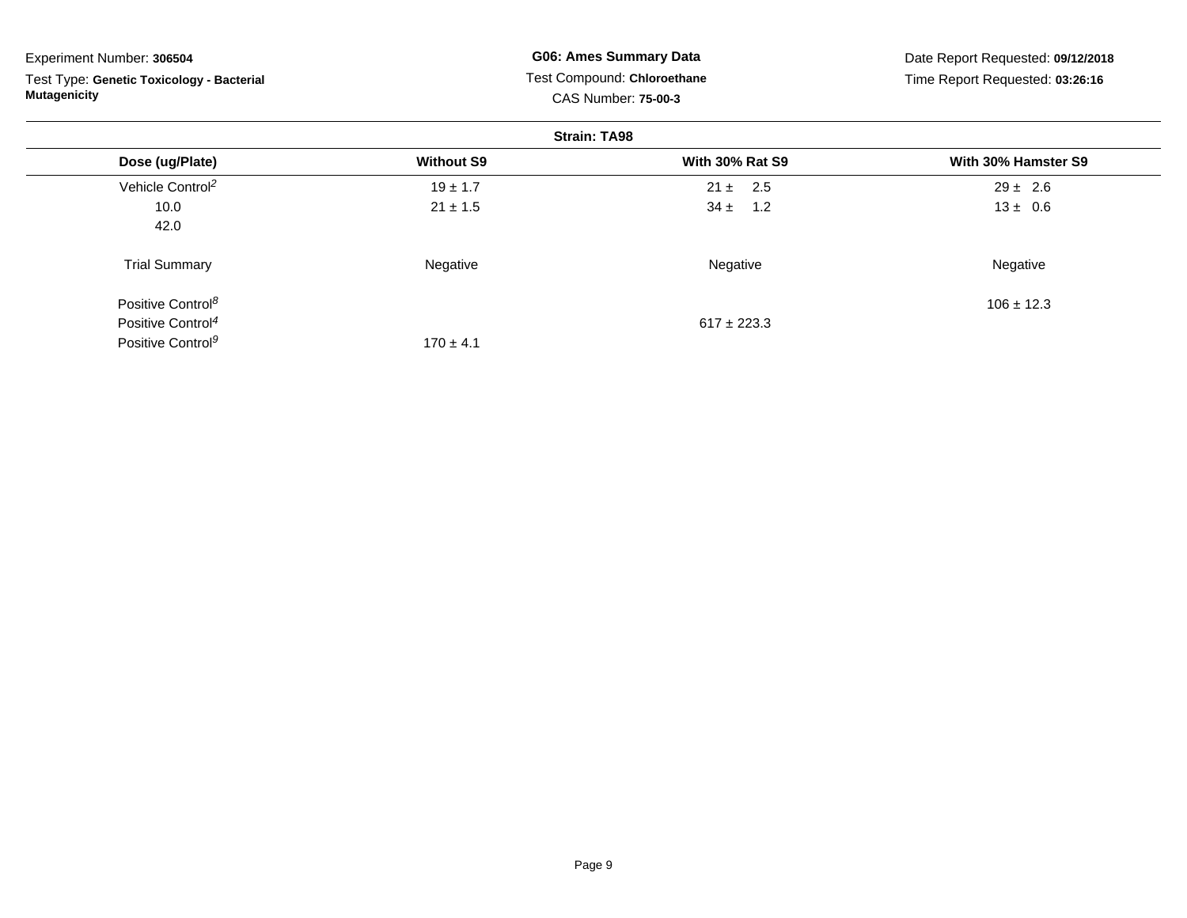Experiment Number: **306504**

Test Type: **Genetic Toxicology - Bacterial Mutagenicity**

**G06: Ames Summary Data**

Test Compound: **Chloroethane**

CAS Number: **75-00-3**

Date Report Requested: **09/12/2018**

Time Report Requested: **03:26:16**

**Strain: TA98**

| Dose (ug/Plate) | Without S9 | With 30% Rat S9 | With 30% Hamster S9 |
|---|---|---|---|
| Vehicle Control[2] | 19 ± 1.7 | 21 ± 2.5 | 29 ± 2.6 |
| 10.0 | 21 ± 1.5 | 34 ± 1.2 | 13 ± 0.6 |
| 42.0 | | | |
| Trial Summary | Negative | Negative | Negative |
| Positive Control[8] | | | 106 ± 12.3 |
| Positive Control[4] | | 617 ± 223.3 | |
| Positive Control[9] | 170 ± 4.1 | | |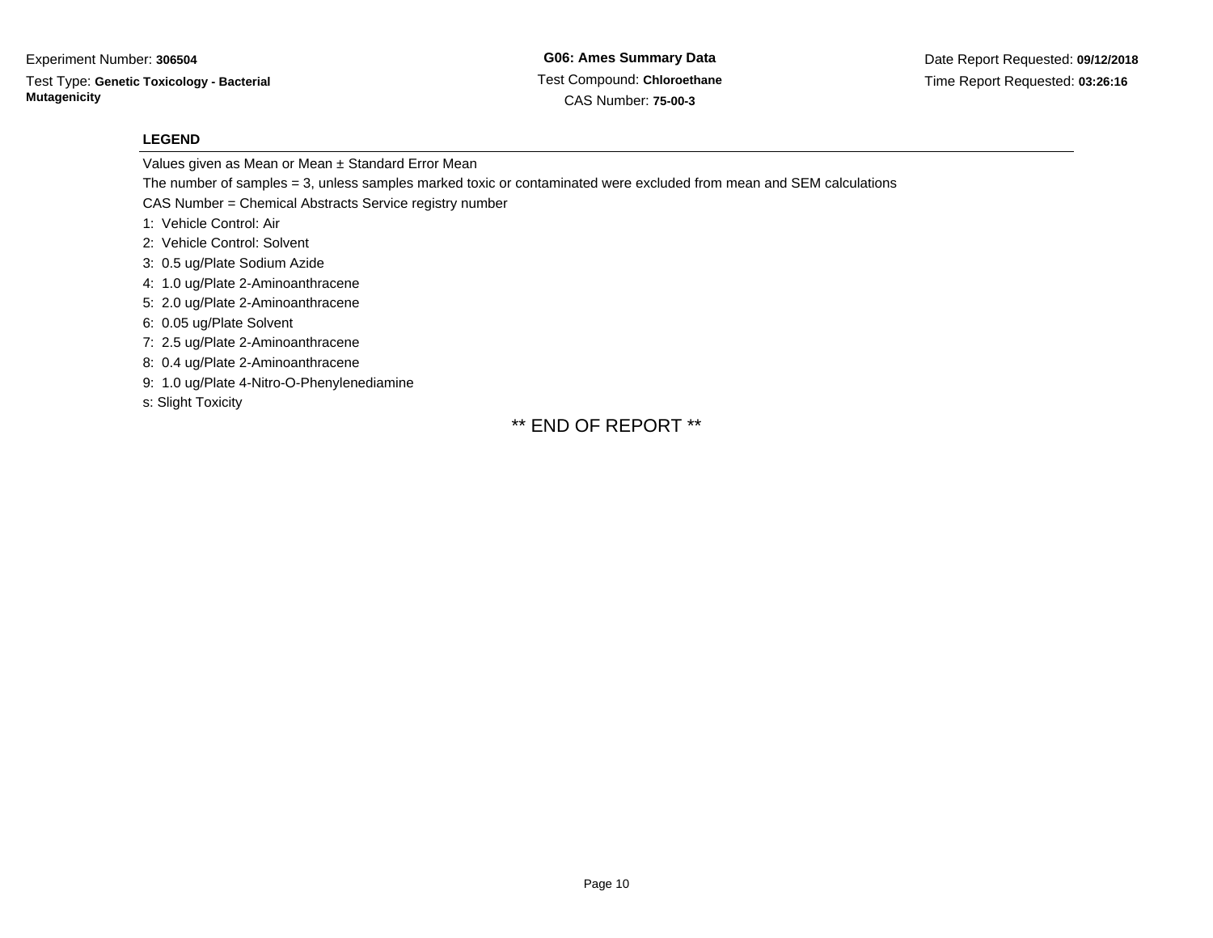### LEGEND

Values given as Mean or Mean ± Standard Error Mean

The number of samples = 3, unless samples marked toxic or contaminated were excluded from mean and SEM calculations

CAS Number = Chemical Abstracts Service registry number

1: Vehicle Control: Air

2: Vehicle Control: Solvent

3: 0.5 ug/Plate Sodium Azide

4: 1.0 ug/Plate 2-Aminoanthracene

5: 2.0 ug/Plate 2-Aminoanthracene

6: 0.05 ug/Plate Solvent

7: 2.5 ug/Plate 2-Aminoanthracene

8: 0.4 ug/Plate 2-Aminoanthracene

9: 1.0 ug/Plate 4-Nitro-O-Phenylenediamine

s: Slight Toxicity

** END OF REPORT **